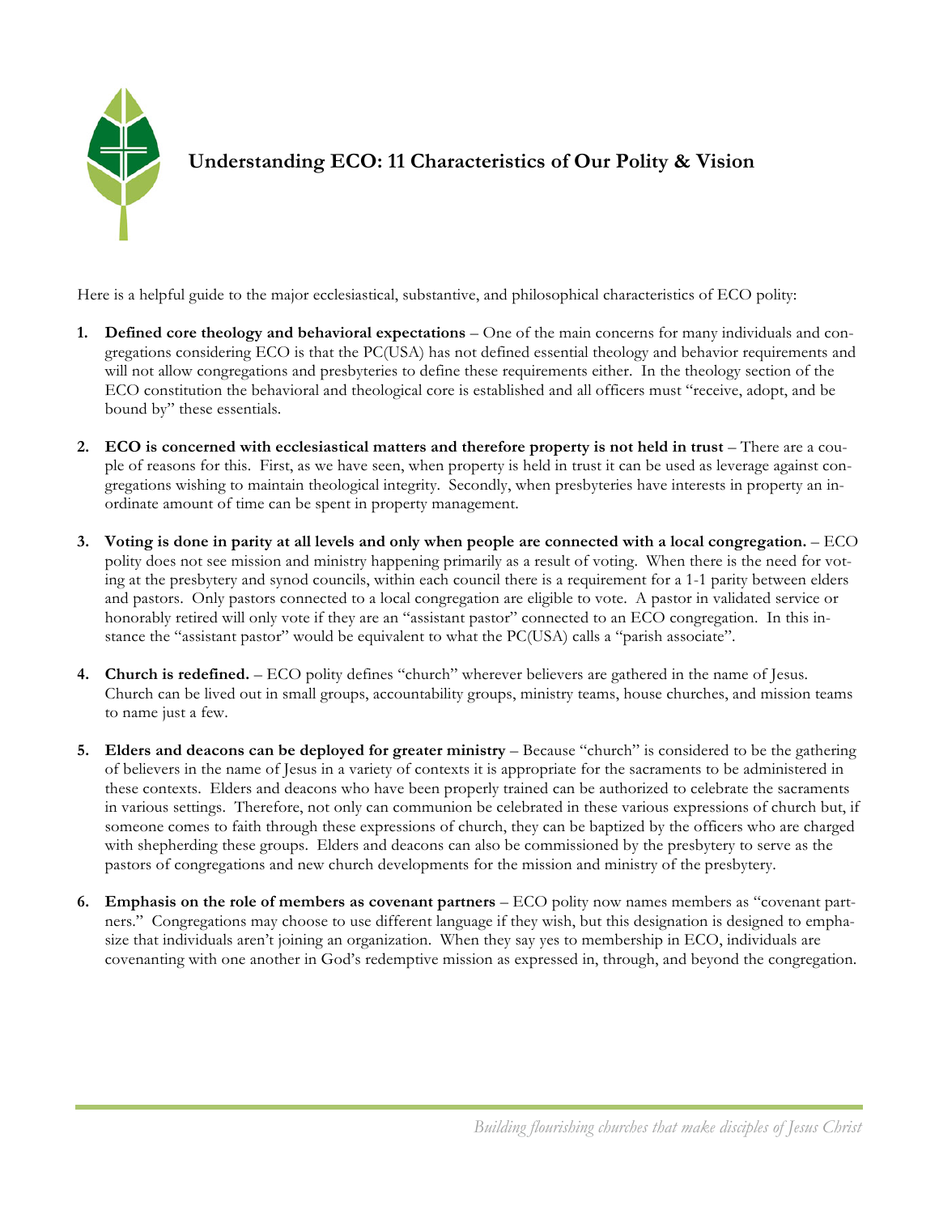# Understanding ECO: 11 Characteristics of Our Polity & Vision

Here is a helpful guide to the major ecclesiastical, substantive, and philosophical characteristics of ECO polity:

1. **Defined core theology and behavioral expectations** – One of the main concerns for many individuals and congregations considering ECO is that the PC(USA) has not defined essential theology and behavior requirements and will not allow congregations and presbyteries to define these requirements either. In the theology section of the ECO constitution the behavioral and theological core is established and all officers must "receive, adopt, and be bound by" these essentials.

2. **ECO is concerned with ecclesiastical matters and therefore property is not held in trust** – There are a couple of reasons for this. First, as we have seen, when property is held in trust it can be used as leverage against congregations wishing to maintain theological integrity. Secondly, when presbyteries have interests in property an inordinate amount of time can be spent in property management.

3. **Voting is done in parity at all levels and only when people are connected with a local congregation.** – ECO polity does not see mission and ministry happening primarily as a result of voting. When there is the need for voting at the presbytery and synod councils, within each council there is a requirement for a 1-1 parity between elders and pastors. Only pastors connected to a local congregation are eligible to vote. A pastor in validated service or honorably retired will only vote if they are an "assistant pastor" connected to an ECO congregation. In this instance the "assistant pastor" would be equivalent to what the PC(USA) calls a "parish associate".

4. **Church is redefined.** – ECO polity defines "church" wherever believers are gathered in the name of Jesus. Church can be lived out in small groups, accountability groups, ministry teams, house churches, and mission teams to name just a few.

5. **Elders and deacons can be deployed for greater ministry** – Because "church" is considered to be the gathering of believers in the name of Jesus in a variety of contexts it is appropriate for the sacraments to be administered in these contexts. Elders and deacons who have been properly trained can be authorized to celebrate the sacraments in various settings. Therefore, not only can communion be celebrated in these various expressions of church but, if someone comes to faith through these expressions of church, they can be baptized by the officers who are charged with shepherding these groups. Elders and deacons can also be commissioned by the presbytery to serve as the pastors of congregations and new church developments for the mission and ministry of the presbytery.

6. **Emphasis on the role of members as covenant partners** – ECO polity now names members as "covenant partners." Congregations may choose to use different language if they wish, but this designation is designed to emphasize that individuals aren't joining an organization. When they say yes to membership in ECO, individuals are covenanting with one another in God's redemptive mission as expressed in, through, and beyond the congregation.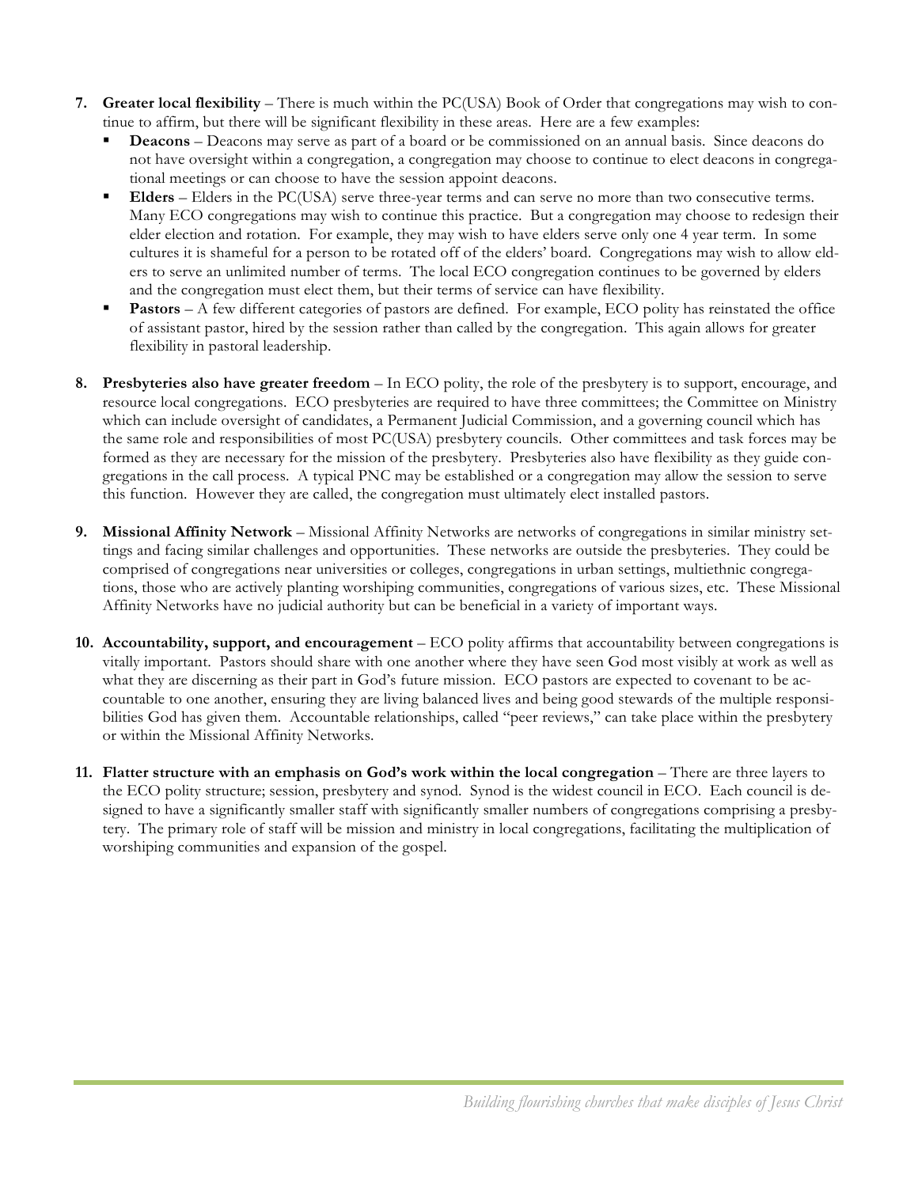7. **Greater local flexibility** – There is much within the PC(USA) Book of Order that congregations may wish to continue to affirm, but there will be significant flexibility in these areas. Here are a few examples:
   - **Deacons** – Deacons may serve as part of a board or be commissioned on an annual basis. Since deacons do not have oversight within a congregation, a congregation may choose to continue to elect deacons in congregational meetings or can choose to have the session appoint deacons.
   - **Elders** – Elders in the PC(USA) serve three-year terms and can serve no more than two consecutive terms. Many ECO congregations may wish to continue this practice. But a congregation may choose to redesign their elder election and rotation. For example, they may wish to have elders serve only one 4 year term. In some cultures it is shameful for a person to be rotated off of the elders' board. Congregations may wish to allow elders to serve an unlimited number of terms. The local ECO congregation continues to be governed by elders and the congregation must elect them, but their terms of service can have flexibility.
   - **Pastors** – A few different categories of pastors are defined. For example, ECO polity has reinstated the office of assistant pastor, hired by the session rather than called by the congregation. This again allows for greater flexibility in pastoral leadership.

8. **Presbyteries also have greater freedom** – In ECO polity, the role of the presbytery is to support, encourage, and resource local congregations. ECO presbyteries are required to have three committees; the Committee on Ministry which can include oversight of candidates, a Permanent Judicial Commission, and a governing council which has the same role and responsibilities of most PC(USA) presbytery councils. Other committees and task forces may be formed as they are necessary for the mission of the presbytery. Presbyteries also have flexibility as they guide congregations in the call process. A typical PNC may be established or a congregation may allow the session to serve this function. However they are called, the congregation must ultimately elect installed pastors.

9. **Missional Affinity Network** – Missional Affinity Networks are networks of congregations in similar ministry settings and facing similar challenges and opportunities. These networks are outside the presbyteries. They could be comprised of congregations near universities or colleges, congregations in urban settings, multiethnic congregations, those who are actively planting worshiping communities, congregations of various sizes, etc. These Missional Affinity Networks have no judicial authority but can be beneficial in a variety of important ways.

10. **Accountability, support, and encouragement** – ECO polity affirms that accountability between congregations is vitally important. Pastors should share with one another where they have seen God most visibly at work as well as what they are discerning as their part in God's future mission. ECO pastors are expected to covenant to be accountable to one another, ensuring they are living balanced lives and being good stewards of the multiple responsibilities God has given them. Accountable relationships, called "peer reviews," can take place within the presbytery or within the Missional Affinity Networks.

11. **Flatter structure with an emphasis on God's work within the local congregation** – There are three layers to the ECO polity structure; session, presbytery and synod. Synod is the widest council in ECO. Each council is designed to have a significantly smaller staff with significantly smaller numbers of congregations comprising a presbytery. The primary role of staff will be mission and ministry in local congregations, facilitating the multiplication of worshiping communities and expansion of the gospel.